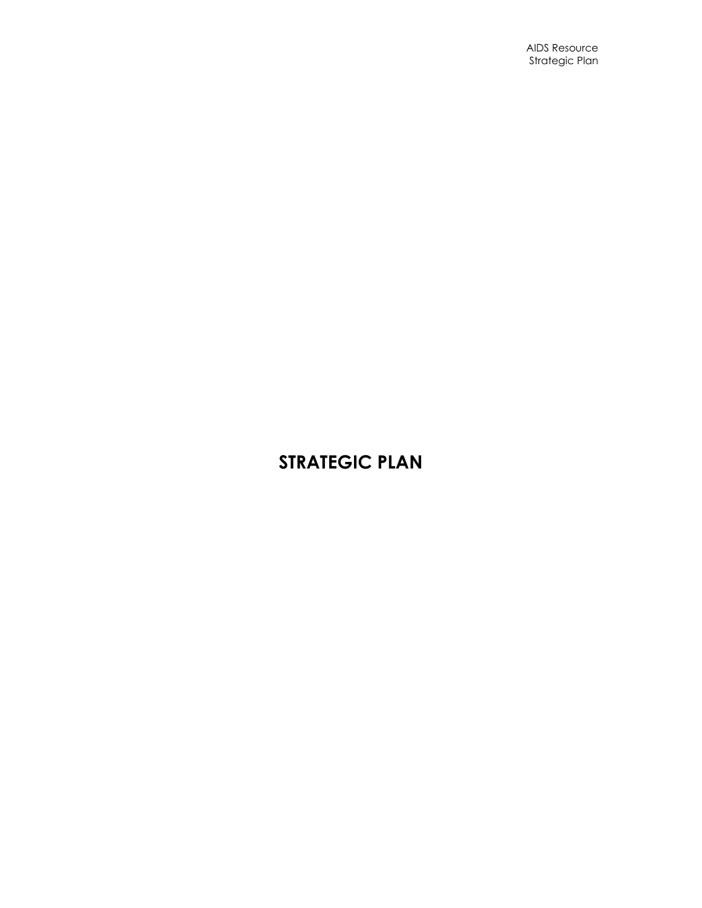# STRATEGIC PLAN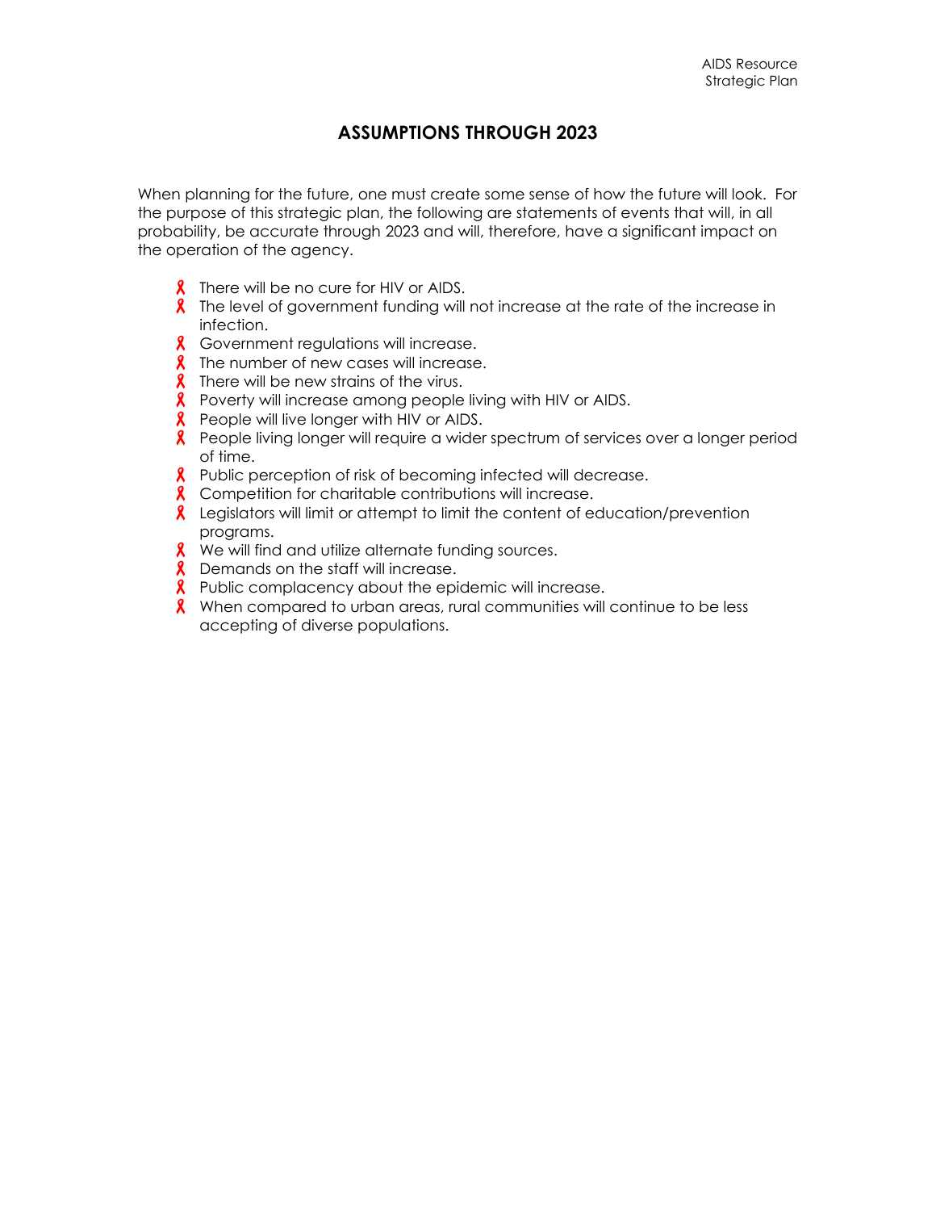## ASSUMPTIONS THROUGH 2023

When planning for the future, one must create some sense of how the future will look. For the purpose of this strategic plan, the following are statements of events that will, in all probability, be accurate through 2023 and will, therefore, have a significant impact on the operation of the agency.

- There will be no cure for HIV or AIDS.
- The level of government funding will not increase at the rate of the increase in infection.
- Government regulations will increase.
- The number of new cases will increase.
- There will be new strains of the virus.
- Poverty will increase among people living with HIV or AIDS.
- People will live longer with HIV or AIDS.
- People living longer will require a wider spectrum of services over a longer period of time.
- Public perception of risk of becoming infected will decrease.
- Competition for charitable contributions will increase.
- Legislators will limit or attempt to limit the content of education/prevention programs.
- We will find and utilize alternate funding sources.
- Demands on the staff will increase.
- Public complacency about the epidemic will increase.
- When compared to urban areas, rural communities will continue to be less accepting of diverse populations.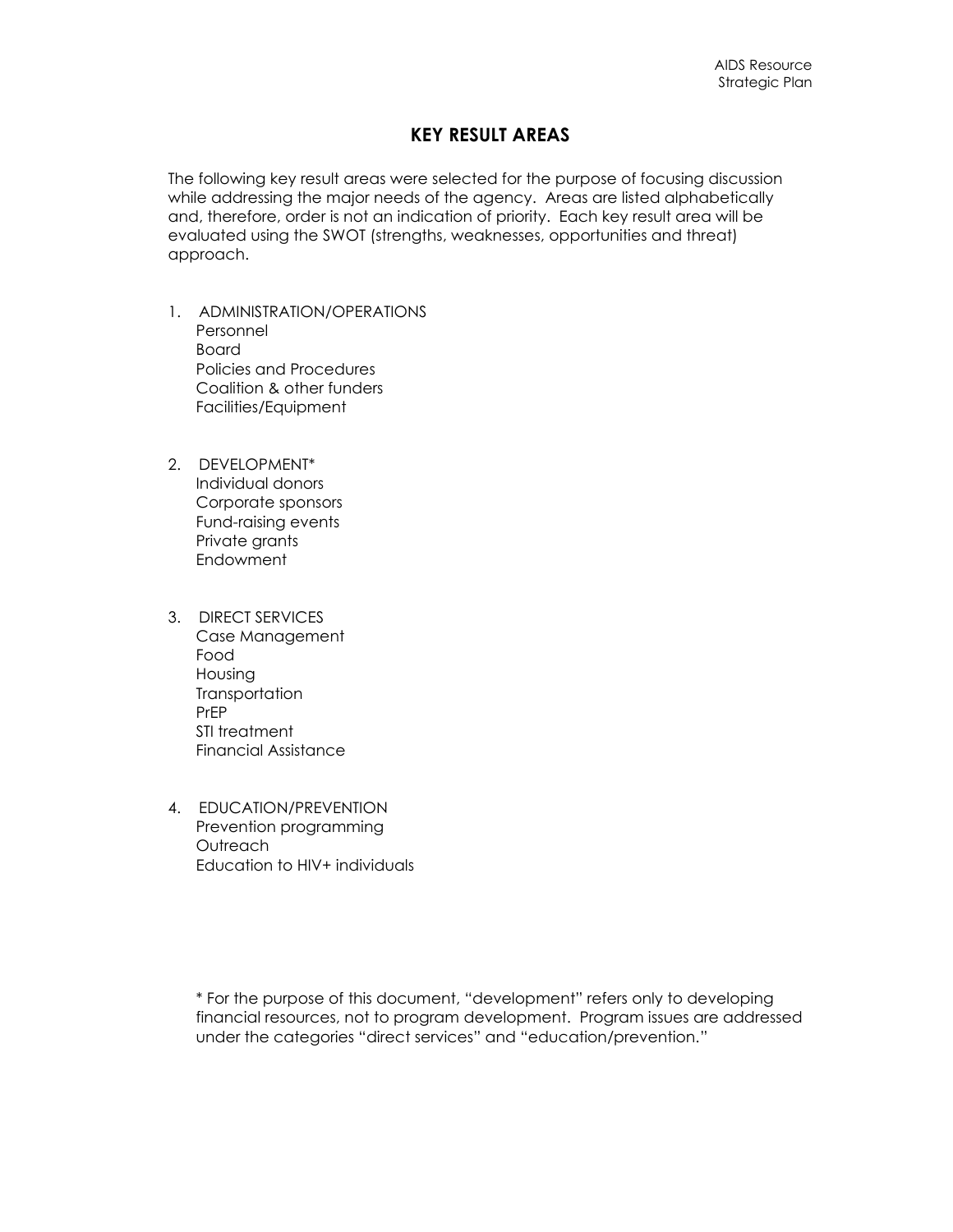# KEY RESULT AREAS

The following key result areas were selected for the purpose of focusing discussion while addressing the major needs of the agency. Areas are listed alphabetically and, therefore, order is not an indication of priority. Each key result area will be evaluated using the SWOT (strengths, weaknesses, opportunities and threat) approach.

1. ADMINISTRATION/OPERATIONS
   - Personnel
   - Board
   - Policies and Procedures
   - Coalition & other funders
   - Facilities/Equipment

2. DEVELOPMENT*
   - Individual donors
   - Corporate sponsors
   - Fund-raising events
   - Private grants
   - Endowment

3. DIRECT SERVICES
   - Case Management
   - Food
   - Housing
   - Transportation
   - PrEP
   - STI treatment
   - Financial Assistance

4. EDUCATION/PREVENTION
   - Prevention programming
   - Outreach
   - Education to HIV+ individuals

* For the purpose of this document, "development" refers only to developing financial resources, not to program development. Program issues are addressed under the categories "direct services" and "education/prevention."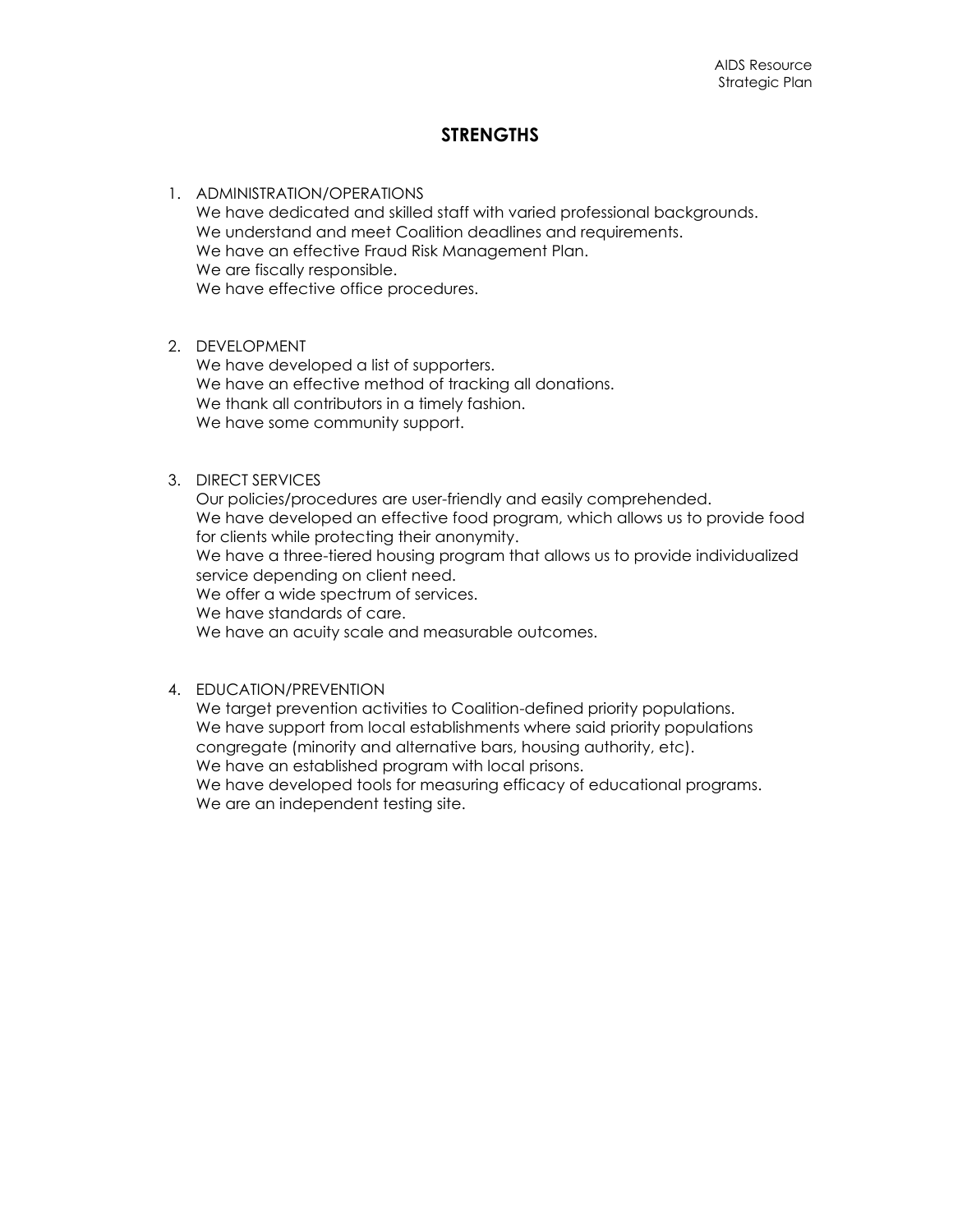# STRENGTHS

1. ADMINISTRATION/OPERATIONS
   We have dedicated and skilled staff with varied professional backgrounds.
   We understand and meet Coalition deadlines and requirements.
   We have an effective Fraud Risk Management Plan.
   We are fiscally responsible.
   We have effective office procedures.

2. DEVELOPMENT
   We have developed a list of supporters.
   We have an effective method of tracking all donations.
   We thank all contributors in a timely fashion.
   We have some community support.

3. DIRECT SERVICES
   Our policies/procedures are user-friendly and easily comprehended.
   We have developed an effective food program, which allows us to provide food for clients while protecting their anonymity.
   We have a three-tiered housing program that allows us to provide individualized service depending on client need.
   We offer a wide spectrum of services.
   We have standards of care.
   We have an acuity scale and measurable outcomes.

4. EDUCATION/PREVENTION
   We target prevention activities to Coalition-defined priority populations.
   We have support from local establishments where said priority populations congregate (minority and alternative bars, housing authority, etc).
   We have an established program with local prisons.
   We have developed tools for measuring efficacy of educational programs.
   We are an independent testing site.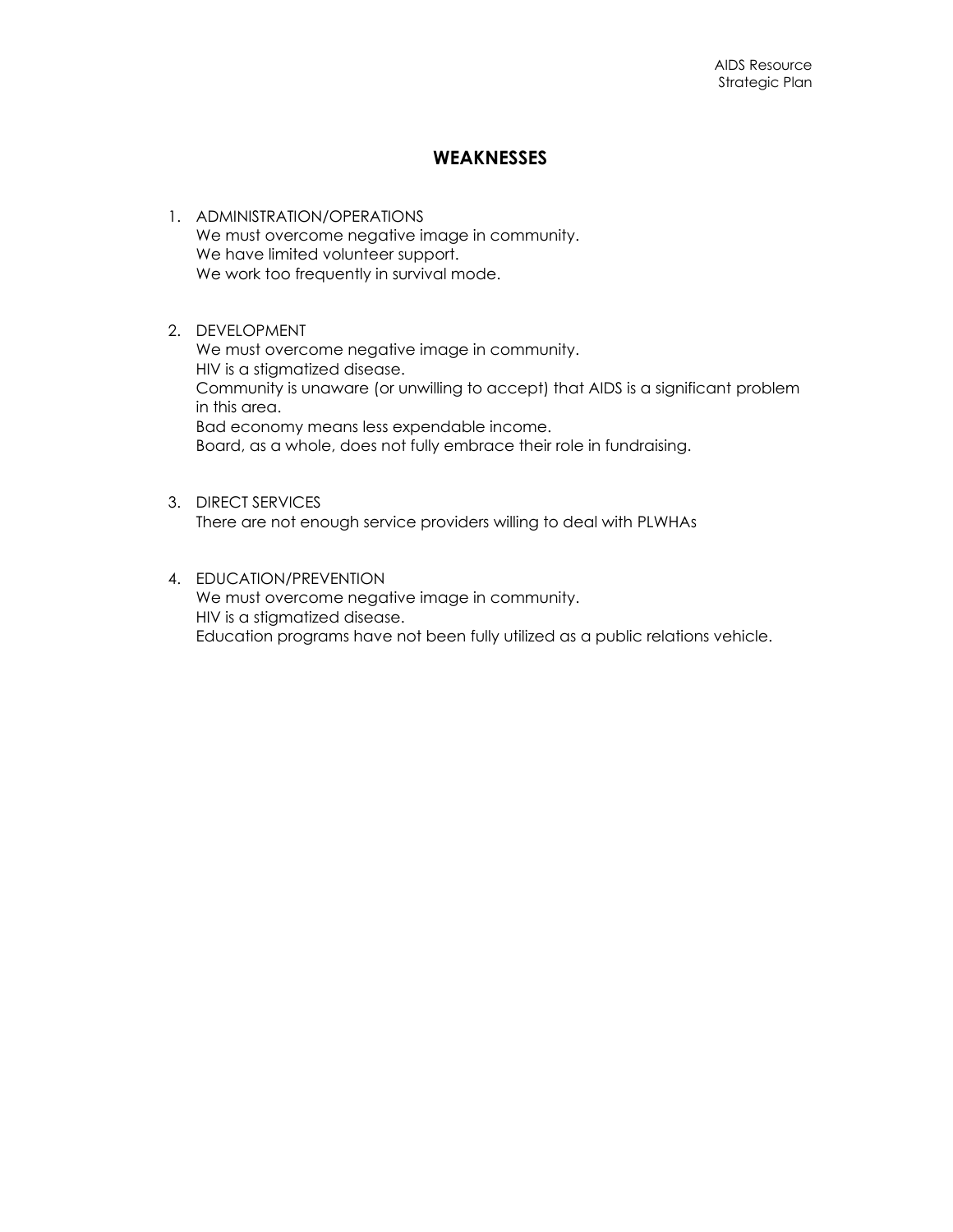## WEAKNESSES

1. ADMINISTRATION/OPERATIONS
   We must overcome negative image in community.
   We have limited volunteer support.
   We work too frequently in survival mode.

2. DEVELOPMENT
   We must overcome negative image in community.
   HIV is a stigmatized disease.
   Community is unaware (or unwilling to accept) that AIDS is a significant problem in this area.
   Bad economy means less expendable income.
   Board, as a whole, does not fully embrace their role in fundraising.

3. DIRECT SERVICES
   There are not enough service providers willing to deal with PLWHAs

4. EDUCATION/PREVENTION
   We must overcome negative image in community.
   HIV is a stigmatized disease.
   Education programs have not been fully utilized as a public relations vehicle.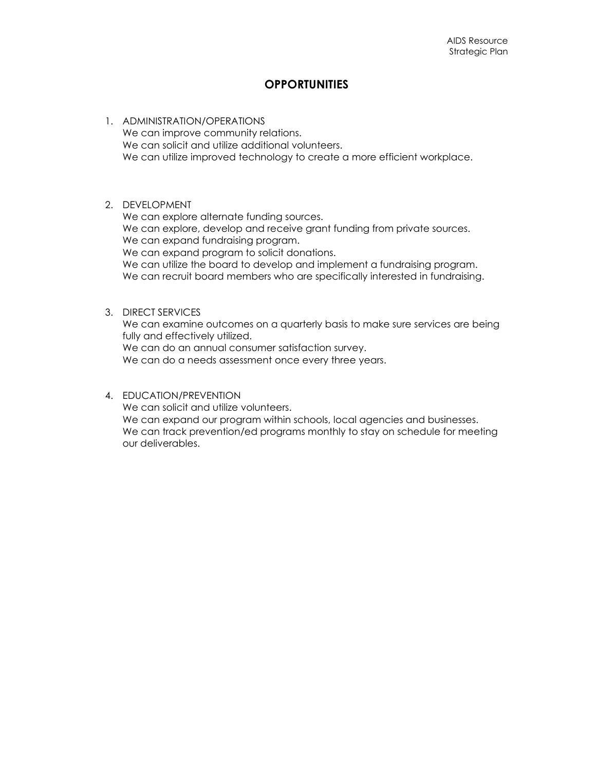# OPPORTUNITIES

1. ADMINISTRATION/OPERATIONS
   We can improve community relations.
   We can solicit and utilize additional volunteers.
   We can utilize improved technology to create a more efficient workplace.

2. DEVELOPMENT
   We can explore alternate funding sources.
   We can explore, develop and receive grant funding from private sources.
   We can expand fundraising program.
   We can expand program to solicit donations.
   We can utilize the board to develop and implement a fundraising program.
   We can recruit board members who are specifically interested in fundraising.

3. DIRECT SERVICES
   We can examine outcomes on a quarterly basis to make sure services are being fully and effectively utilized.
   We can do an annual consumer satisfaction survey.
   We can do a needs assessment once every three years.

4. EDUCATION/PREVENTION
   We can solicit and utilize volunteers.
   We can expand our program within schools, local agencies and businesses.
   We can track prevention/ed programs monthly to stay on schedule for meeting our deliverables.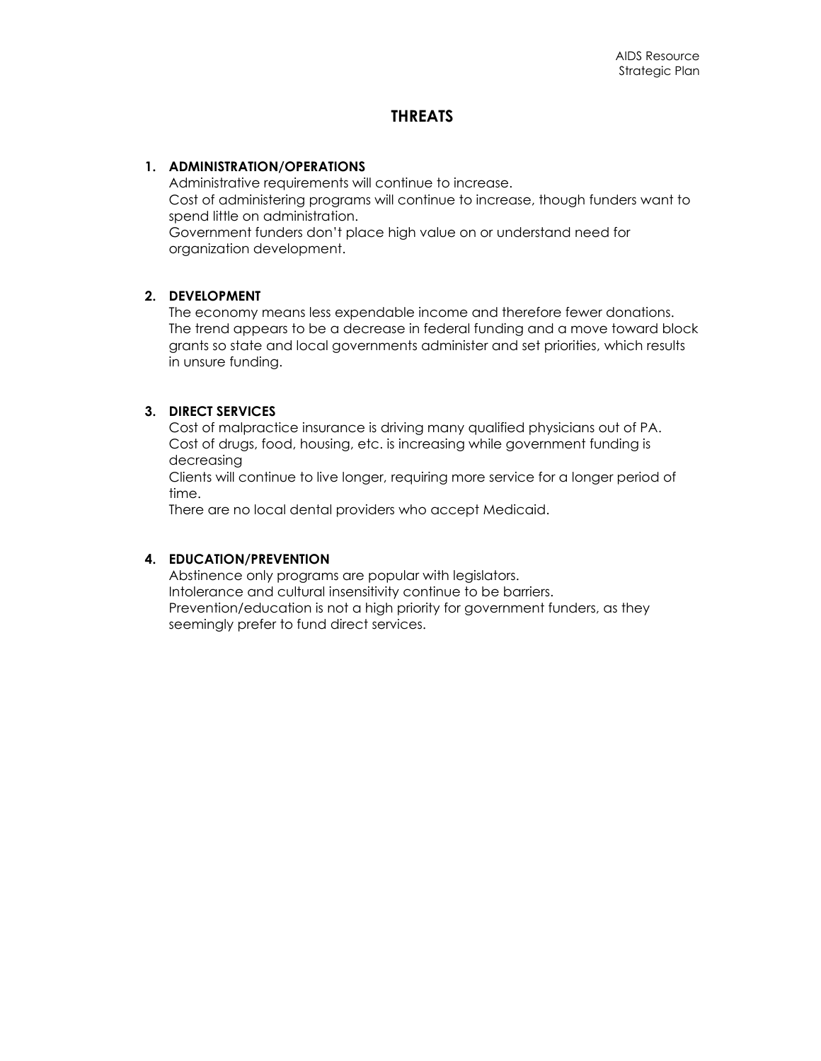# THREATS

1. **ADMINISTRATION/OPERATIONS**

   Administrative requirements will continue to increase.

   Cost of administering programs will continue to increase, though funders want to spend little on administration.

   Government funders don't place high value on or understand need for organization development.

2. **DEVELOPMENT**

   The economy means less expendable income and therefore fewer donations.

   The trend appears to be a decrease in federal funding and a move toward block grants so state and local governments administer and set priorities, which results in unsure funding.

3. **DIRECT SERVICES**

   Cost of malpractice insurance is driving many qualified physicians out of PA.

   Cost of drugs, food, housing, etc. is increasing while government funding is decreasing

   Clients will continue to live longer, requiring more service for a longer period of time.

   There are no local dental providers who accept Medicaid.

4. **EDUCATION/PREVENTION**

   Abstinence only programs are popular with legislators.

   Intolerance and cultural insensitivity continue to be barriers.

   Prevention/education is not a high priority for government funders, as they seemingly prefer to fund direct services.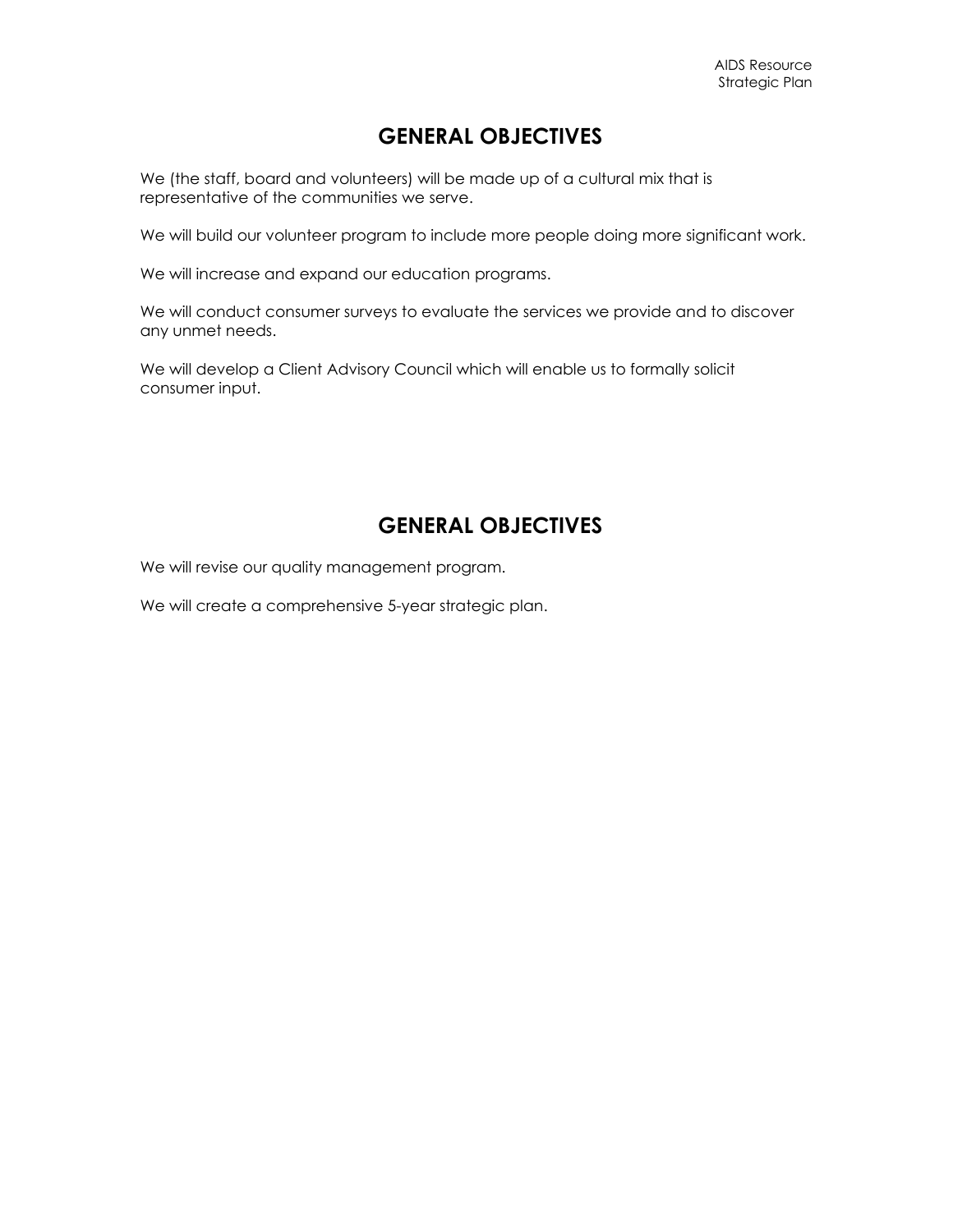## GENERAL OBJECTIVES

We (the staff, board and volunteers) will be made up of a cultural mix that is representative of the communities we serve.

We will build our volunteer program to include more people doing more significant work.

We will increase and expand our education programs.

We will conduct consumer surveys to evaluate the services we provide and to discover any unmet needs.

We will develop a Client Advisory Council which will enable us to formally solicit consumer input.

## GENERAL OBJECTIVES

We will revise our quality management program.

We will create a comprehensive 5-year strategic plan.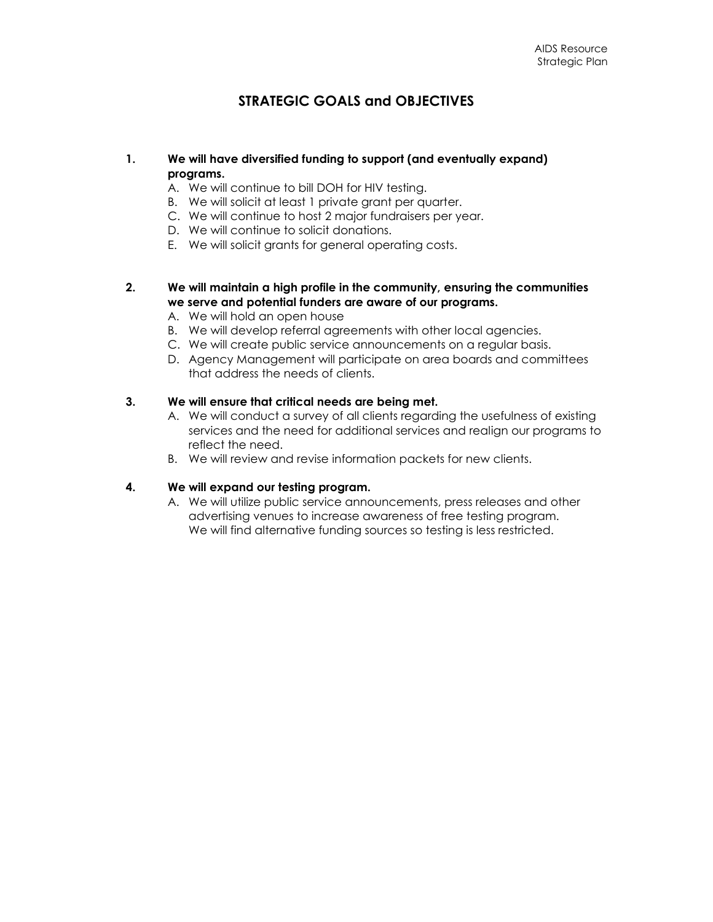# STRATEGIC GOALS and OBJECTIVES

1. **We will have diversified funding to support (and eventually expand) programs.**
   - A. We will continue to bill DOH for HIV testing.
   - B. We will solicit at least 1 private grant per quarter.
   - C. We will continue to host 2 major fundraisers per year.
   - D. We will continue to solicit donations.
   - E. We will solicit grants for general operating costs.

2. **We will maintain a high profile in the community, ensuring the communities we serve and potential funders are aware of our programs.**
   - A. We will hold an open house
   - B. We will develop referral agreements with other local agencies.
   - C. We will create public service announcements on a regular basis.
   - D. Agency Management will participate on area boards and committees that address the needs of clients.

3. **We will ensure that critical needs are being met.**
   - A. We will conduct a survey of all clients regarding the usefulness of existing services and the need for additional services and realign our programs to reflect the need.
   - B. We will review and revise information packets for new clients.

4. **We will expand our testing program.**
   - A. We will utilize public service announcements, press releases and other advertising venues to increase awareness of free testing program. We will find alternative funding sources so testing is less restricted.